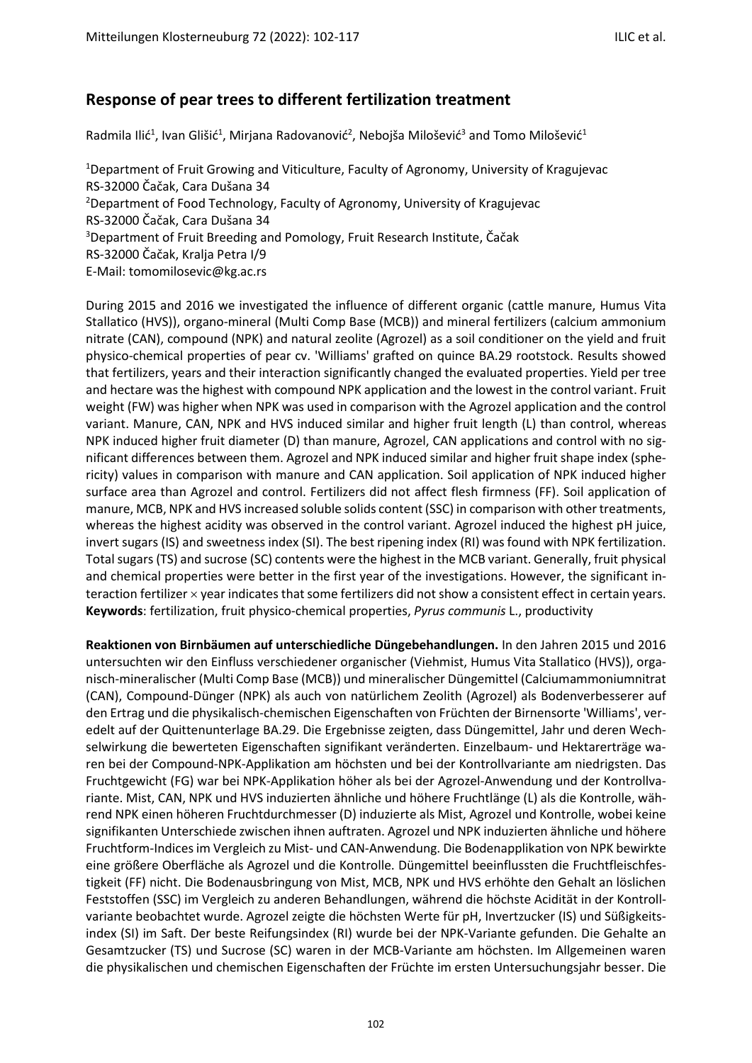## Response of pear trees to different fertilization treatment

Radmila Ilić[1], Ivan Glišić[1], Mirjana Radovanović[2], Nebojša Milošević[3] and Tomo Milošević[1]

[1]Department of Fruit Growing and Viticulture, Faculty of Agronomy, University of Kragujevac
RS-32000 Čačak, Cara Dušana 34
[2]Department of Food Technology, Faculty of Agronomy, University of Kragujevac
RS-32000 Čačak, Cara Dušana 34
[3]Department of Fruit Breeding and Pomology, Fruit Research Institute, Čačak
RS-32000 Čačak, Kralja Petra I/9
E-Mail: tomomilosevic@kg.ac.rs

During 2015 and 2016 we investigated the influence of different organic (cattle manure, Humus Vita Stallatico (HVS)), organo-mineral (Multi Comp Base (MCB)) and mineral fertilizers (calcium ammonium nitrate (CAN), compound (NPK) and natural zeolite (Agrozel) as a soil conditioner on the yield and fruit physico-chemical properties of pear cv. 'Williams' grafted on quince BA.29 rootstock. Results showed that fertilizers, years and their interaction significantly changed the evaluated properties. Yield per tree and hectare was the highest with compound NPK application and the lowest in the control variant. Fruit weight (FW) was higher when NPK was used in comparison with the Agrozel application and the control variant. Manure, CAN, NPK and HVS induced similar and higher fruit length (L) than control, whereas NPK induced higher fruit diameter (D) than manure, Agrozel, CAN applications and control with no significant differences between them. Agrozel and NPK induced similar and higher fruit shape index (sphericity) values in comparison with manure and CAN application. Soil application of NPK induced higher surface area than Agrozel and control. Fertilizers did not affect flesh firmness (FF). Soil application of manure, MCB, NPK and HVS increased soluble solids content (SSC) in comparison with other treatments, whereas the highest acidity was observed in the control variant. Agrozel induced the highest pH juice, invert sugars (IS) and sweetness index (SI). The best ripening index (RI) was found with NPK fertilization. Total sugars (TS) and sucrose (SC) contents were the highest in the MCB variant. Generally, fruit physical and chemical properties were better in the first year of the investigations. However, the significant interaction fertilizer $\times$ year indicates that some fertilizers did not show a consistent effect in certain years.
**Keywords**: fertilization, fruit physico-chemical properties, *Pyrus communis* L., productivity

**Reaktionen von Birnbäumen auf unterschiedliche Düngebehandlungen.** In den Jahren 2015 und 2016 untersuchten wir den Einfluss verschiedener organischer (Viehmist, Humus Vita Stallatico (HVS)), organisch-mineralischer (Multi Comp Base (MCB)) und mineralischer Düngemittel (Calciumammoniumnitrat (CAN), Compound-Dünger (NPK) als auch von natürlichem Zeolith (Agrozel) als Bodenverbesserer auf den Ertrag und die physikalisch-chemischen Eigenschaften von Früchten der Birnensorte 'Williams', veredelt auf der Quittenunterlage BA.29. Die Ergebnisse zeigten, dass Düngemittel, Jahr und deren Wechselwirkung die bewerteten Eigenschaften signifikant veränderten. Einzelbaum- und Hektarerträge waren bei der Compound-NPK-Applikation am höchsten und bei der Kontrollvariante am niedrigsten. Das Fruchtgewicht (FG) war bei NPK-Applikation höher als bei der Agrozel-Anwendung und der Kontrollvariante. Mist, CAN, NPK und HVS induzierten ähnliche und höhere Fruchtlänge (L) als die Kontrolle, während NPK einen höheren Fruchtdurchmesser (D) induzierte als Mist, Agrozel und Kontrolle, wobei keine signifikanten Unterschiede zwischen ihnen auftraten. Agrozel und NPK induzierten ähnliche und höhere Fruchtform-Indices im Vergleich zu Mist- und CAN-Anwendung. Die Bodenapplikation von NPK bewirkte eine größere Oberfläche als Agrozel und die Kontrolle. Düngemittel beeinflussten die Fruchtfleischfestigkeit (FF) nicht. Die Bodenausbringung von Mist, MCB, NPK und HVS erhöhte den Gehalt an löslichen Feststoffen (SSC) im Vergleich zu anderen Behandlungen, während die höchste Acidität in der Kontrollvariante beobachtet wurde. Agrozel zeigte die höchsten Werte für pH, Invertzucker (IS) und Süßigkeitsindex (SI) im Saft. Der beste Reifungsindex (RI) wurde bei der NPK-Variante gefunden. Die Gehalte an Gesamtzucker (TS) und Sucrose (SC) waren in der MCB-Variante am höchsten. Im Allgemeinen waren die physikalischen und chemischen Eigenschaften der Früchte im ersten Untersuchungsjahr besser. Die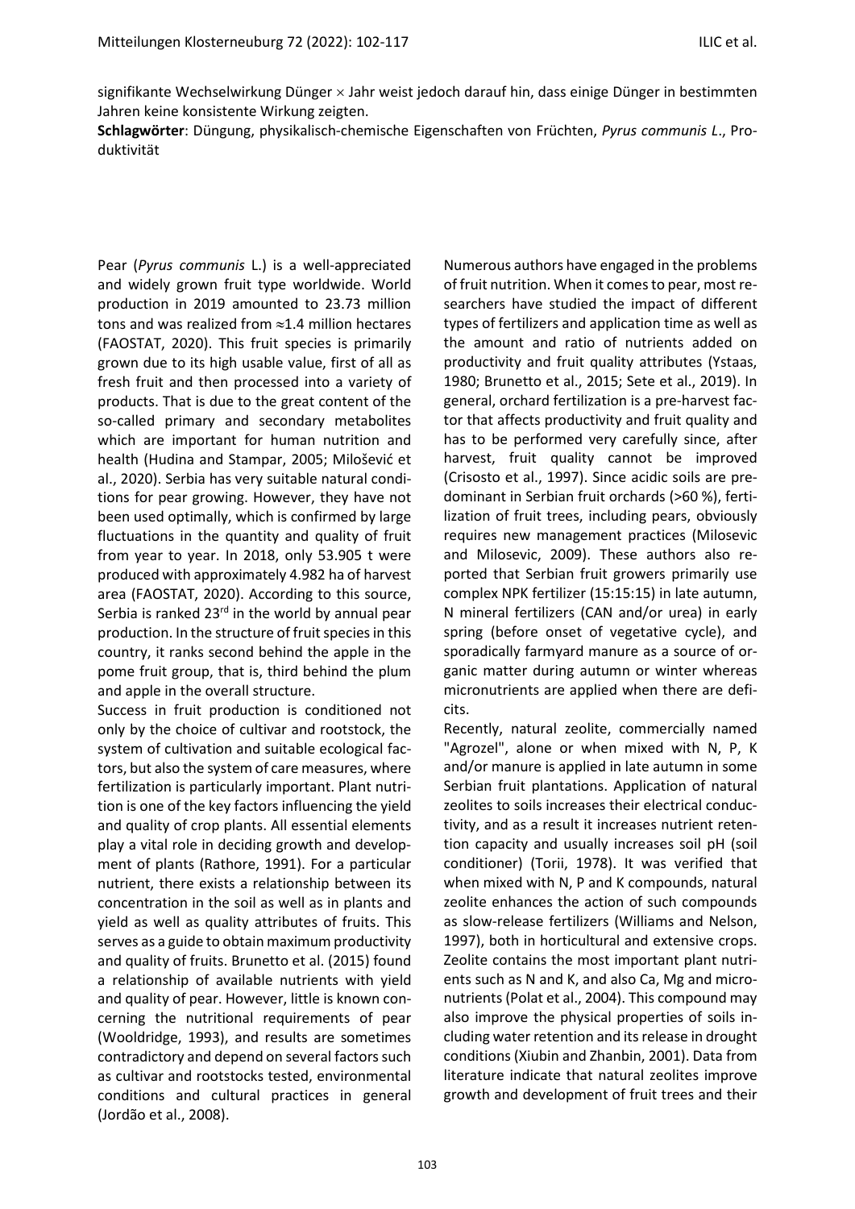signifikante Wechselwirkung Dünger × Jahr weist jedoch darauf hin, dass einige Dünger in bestimmten Jahren keine konsistente Wirkung zeigten.

**Schlagwörter**: Düngung, physikalisch-chemische Eigenschaften von Früchten, *Pyrus communis L*., Produktivität

Pear (*Pyrus communis* L.) is a well-appreciated and widely grown fruit type worldwide. World production in 2019 amounted to 23.73 million tons and was realized from ≈1.4 million hectares (FAOSTAT, 2020). This fruit species is primarily grown due to its high usable value, first of all as fresh fruit and then processed into a variety of products. That is due to the great content of the so-called primary and secondary metabolites which are important for human nutrition and health (Hudina and Stampar, 2005; Milošević et al., 2020). Serbia has very suitable natural conditions for pear growing. However, they have not been used optimally, which is confirmed by large fluctuations in the quantity and quality of fruit from year to year. In 2018, only 53.905 t were produced with approximately 4.982 ha of harvest area (FAOSTAT, 2020). According to this source, Serbia is ranked 23rd in the world by annual pear production. In the structure of fruit species in this country, it ranks second behind the apple in the pome fruit group, that is, third behind the plum and apple in the overall structure.

Success in fruit production is conditioned not only by the choice of cultivar and rootstock, the system of cultivation and suitable ecological factors, but also the system of care measures, where fertilization is particularly important. Plant nutrition is one of the key factors influencing the yield and quality of crop plants. All essential elements play a vital role in deciding growth and development of plants (Rathore, 1991). For a particular nutrient, there exists a relationship between its concentration in the soil as well as in plants and yield as well as quality attributes of fruits. This serves as a guide to obtain maximum productivity and quality of fruits. Brunetto et al. (2015) found a relationship of available nutrients with yield and quality of pear. However, little is known concerning the nutritional requirements of pear (Wooldridge, 1993), and results are sometimes contradictory and depend on several factors such as cultivar and rootstocks tested, environmental conditions and cultural practices in general (Jordão et al., 2008).

Numerous authors have engaged in the problems of fruit nutrition. When it comes to pear, most researchers have studied the impact of different types of fertilizers and application time as well as the amount and ratio of nutrients added on productivity and fruit quality attributes (Ystaas, 1980; Brunetto et al., 2015; Sete et al., 2019). In general, orchard fertilization is a pre-harvest factor that affects productivity and fruit quality and has to be performed very carefully since, after harvest, fruit quality cannot be improved (Crisosto et al., 1997). Since acidic soils are predominant in Serbian fruit orchards (>60 %), fertilization of fruit trees, including pears, obviously requires new management practices (Milosevic and Milosevic, 2009). These authors also reported that Serbian fruit growers primarily use complex NPK fertilizer (15:15:15) in late autumn, N mineral fertilizers (CAN and/or urea) in early spring (before onset of vegetative cycle), and sporadically farmyard manure as a source of organic matter during autumn or winter whereas micronutrients are applied when there are deficits.

Recently, natural zeolite, commercially named "Agrozel", alone or when mixed with N, P, K and/or manure is applied in late autumn in some Serbian fruit plantations. Application of natural zeolites to soils increases their electrical conductivity, and as a result it increases nutrient retention capacity and usually increases soil pH (soil conditioner) (Torii, 1978). It was verified that when mixed with N, P and K compounds, natural zeolite enhances the action of such compounds as slow-release fertilizers (Williams and Nelson, 1997), both in horticultural and extensive crops. Zeolite contains the most important plant nutrients such as N and K, and also Ca, Mg and micronutrients (Polat et al., 2004). This compound may also improve the physical properties of soils including water retention and its release in drought conditions (Xiubin and Zhanbin, 2001). Data from literature indicate that natural zeolites improve growth and development of fruit trees and their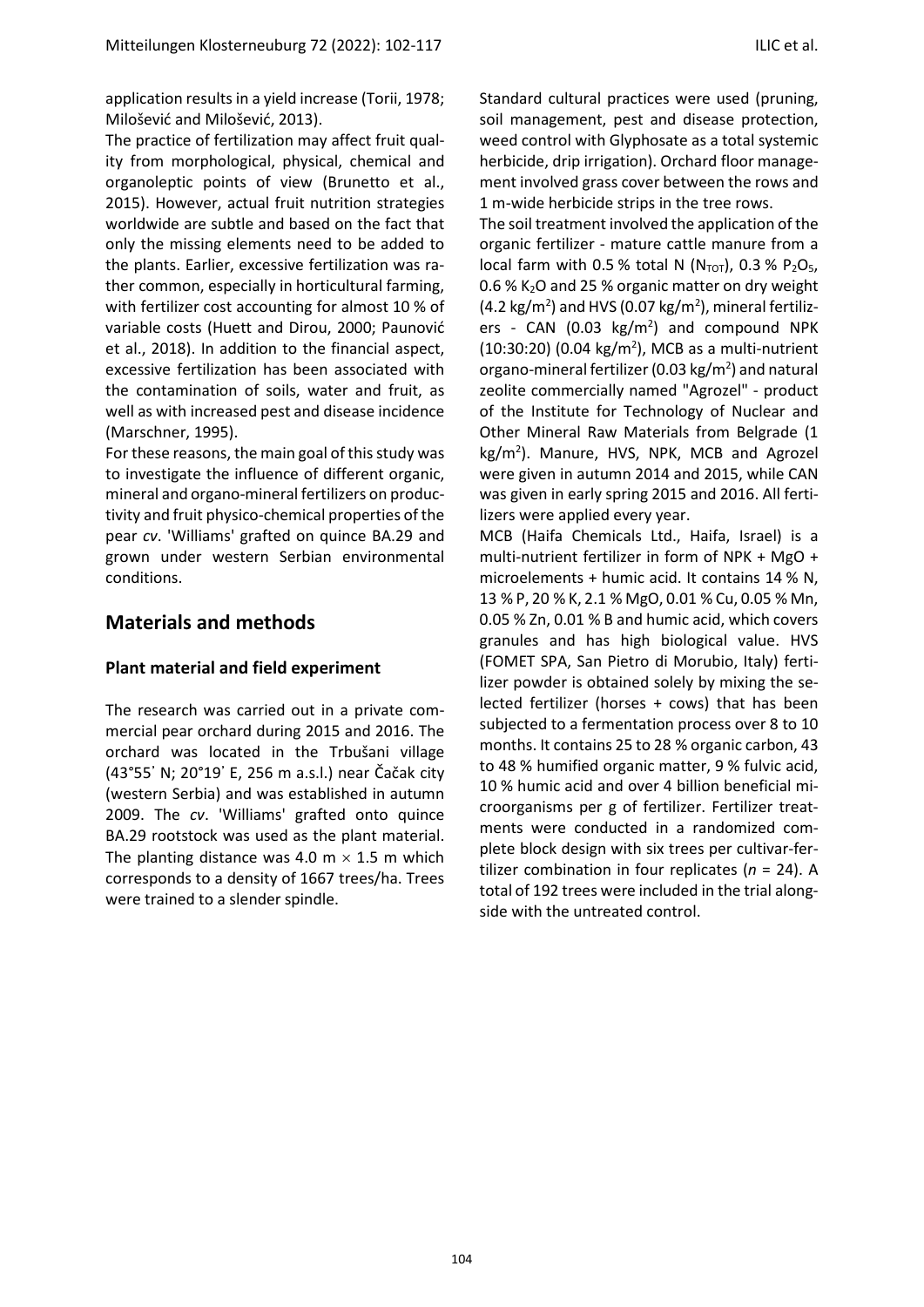application results in a yield increase (Torii, 1978; Milošević and Milošević, 2013).

The practice of fertilization may affect fruit quality from morphological, physical, chemical and organoleptic points of view (Brunetto et al., 2015). However, actual fruit nutrition strategies worldwide are subtle and based on the fact that only the missing elements need to be added to the plants. Earlier, excessive fertilization was rather common, especially in horticultural farming, with fertilizer cost accounting for almost 10 % of variable costs (Huett and Dirou, 2000; Paunović et al., 2018). In addition to the financial aspect, excessive fertilization has been associated with the contamination of soils, water and fruit, as well as with increased pest and disease incidence (Marschner, 1995).

For these reasons, the main goal of this study was to investigate the influence of different organic, mineral and organo-mineral fertilizers on productivity and fruit physico-chemical properties of the pear *cv*. 'Williams' grafted on quince BA.29 and grown under western Serbian environmental conditions.

## Materials and methods

### Plant material and field experiment

The research was carried out in a private commercial pear orchard during 2015 and 2016. The orchard was located in the Trbušani village (43°55ʹ N; 20°19ʹ E, 256 m a.s.l.) near Čačak city (western Serbia) and was established in autumn 2009. The *cv*. 'Williams' grafted onto quince BA.29 rootstock was used as the plant material. The planting distance was 4.0 m $\times$ 1.5 m which corresponds to a density of 1667 trees/ha. Trees were trained to a slender spindle.

Standard cultural practices were used (pruning, soil management, pest and disease protection, weed control with Glyphosate as a total systemic herbicide, drip irrigation). Orchard floor management involved grass cover between the rows and 1 m-wide herbicide strips in the tree rows.

The soil treatment involved the application of the organic fertilizer - mature cattle manure from a local farm with 0.5 % total N ($N_{TOT}$), 0.3 % $P_2O_5$, 0.6 % $K_2O$ and 25 % organic matter on dry weight (4.2 kg/m$^2$) and HVS (0.07 kg/m$^2$), mineral fertilizers - CAN (0.03 kg/m$^2$) and compound NPK (10:30:20) (0.04 kg/m$^2$), MCB as a multi-nutrient organo-mineral fertilizer (0.03 kg/m$^2$) and natural zeolite commercially named "Agrozel" - product of the Institute for Technology of Nuclear and Other Mineral Raw Materials from Belgrade (1 kg/m$^2$). Manure, HVS, NPK, MCB and Agrozel were given in autumn 2014 and 2015, while CAN was given in early spring 2015 and 2016. All fertilizers were applied every year.

MCB (Haifa Chemicals Ltd., Haifa, Israel) is a multi-nutrient fertilizer in form of NPK + MgO + microelements + humic acid. It contains 14 % N, 13 % P, 20 % K, 2.1 % MgO, 0.01 % Cu, 0.05 % Mn, 0.05 % Zn, 0.01 % B and humic acid, which covers granules and has high biological value. HVS (FOMET SPA, San Pietro di Morubio, Italy) fertilizer powder is obtained solely by mixing the selected fertilizer (horses + cows) that has been subjected to a fermentation process over 8 to 10 months. It contains 25 to 28 % organic carbon, 43 to 48 % humified organic matter, 9 % fulvic acid, 10 % humic acid and over 4 billion beneficial microorganisms per g of fertilizer. Fertilizer treatments were conducted in a randomized complete block design with six trees per cultivar-fertilizer combination in four replicates ($n$ = 24). A total of 192 trees were included in the trial alongside with the untreated control.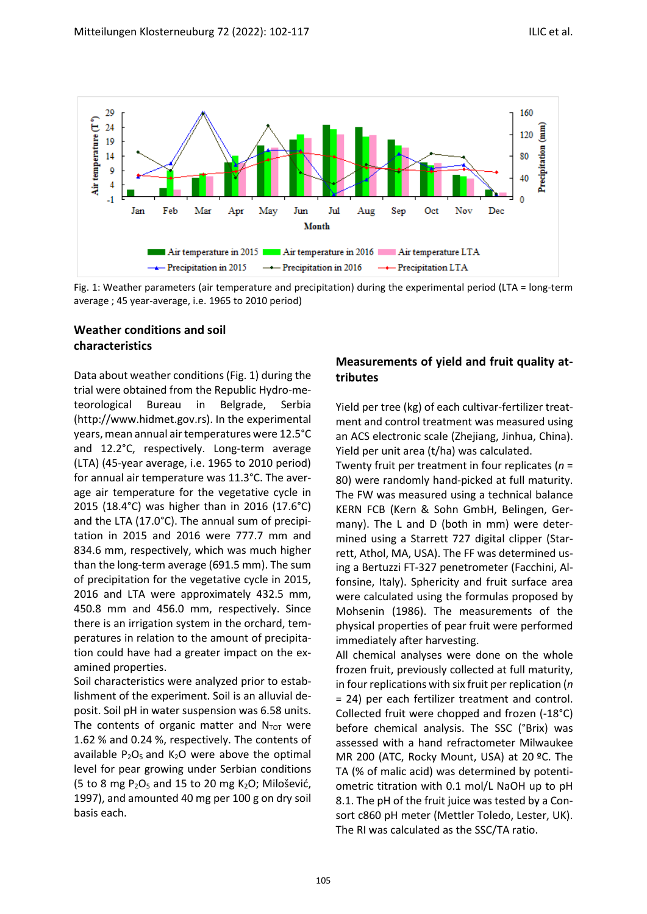Fig. 1: Weather parameters (air temperature and precipitation) during the experimental period (LTA = long-term average ; 45 year-average, i.e. 1965 to 2010 period)

## Weather conditions and soil characteristics

Data about weather conditions (Fig. 1) during the trial were obtained from the Republic Hydro-meteorological Bureau in Belgrade, Serbia (http://www.hidmet.gov.rs). In the experimental years, mean annual air temperatures were 12.5°C and 12.2°C, respectively. Long-term average (LTA) (45-year average, i.e. 1965 to 2010 period) for annual air temperature was 11.3°C. The average air temperature for the vegetative cycle in 2015 (18.4°C) was higher than in 2016 (17.6°C) and the LTA (17.0°C). The annual sum of precipitation in 2015 and 2016 were 777.7 mm and 834.6 mm, respectively, which was much higher than the long-term average (691.5 mm). The sum of precipitation for the vegetative cycle in 2015, 2016 and LTA were approximately 432.5 mm, 450.8 mm and 456.0 mm, respectively. Since there is an irrigation system in the orchard, temperatures in relation to the amount of precipitation could have had a greater impact on the examined properties.

Soil characteristics were analyzed prior to establishment of the experiment. Soil is an alluvial deposit. Soil pH in water suspension was 6.58 units. The contents of organic matter and $N_{TOT}$ were 1.62 % and 0.24 %, respectively. The contents of available $P_2O_5$ and $K_2O$ were above the optimal level for pear growing under Serbian conditions (5 to 8 mg $P_2O_5$ and 15 to 20 mg $K_2O$; Milošević, 1997), and amounted 40 mg per 100 g on dry soil basis each.

## Measurements of yield and fruit quality attributes

Yield per tree (kg) of each cultivar-fertilizer treatment and control treatment was measured using an ACS electronic scale (Zhejiang, Jinhua, China). Yield per unit area (t/ha) was calculated.

Twenty fruit per treatment in four replicates (*n* = 80) were randomly hand-picked at full maturity. The FW was measured using a technical balance KERN FCB (Kern & Sohn GmbH, Belingen, Germany). The L and D (both in mm) were determined using a Starrett 727 digital clipper (Starrett, Athol, MA, USA). The FF was determined using a Bertuzzi FT-327 penetrometer (Facchini, Alfonsine, Italy). Sphericity and fruit surface area were calculated using the formulas proposed by Mohsenin (1986). The measurements of the physical properties of pear fruit were performed immediately after harvesting.

All chemical analyses were done on the whole frozen fruit, previously collected at full maturity, in four replications with six fruit per replication (*n* = 24) per each fertilizer treatment and control. Collected fruit were chopped and frozen (-18°C) before chemical analysis. The SSC (°Brix) was assessed with a hand refractometer Milwaukee MR 200 (ATC, Rocky Mount, USA) at 20 ºC. The TA (% of malic acid) was determined by potentiometric titration with 0.1 mol/L NaOH up to pH 8.1. The pH of the fruit juice was tested by a Consort c860 pH meter (Mettler Toledo, Lester, UK). The RI was calculated as the SSC/TA ratio.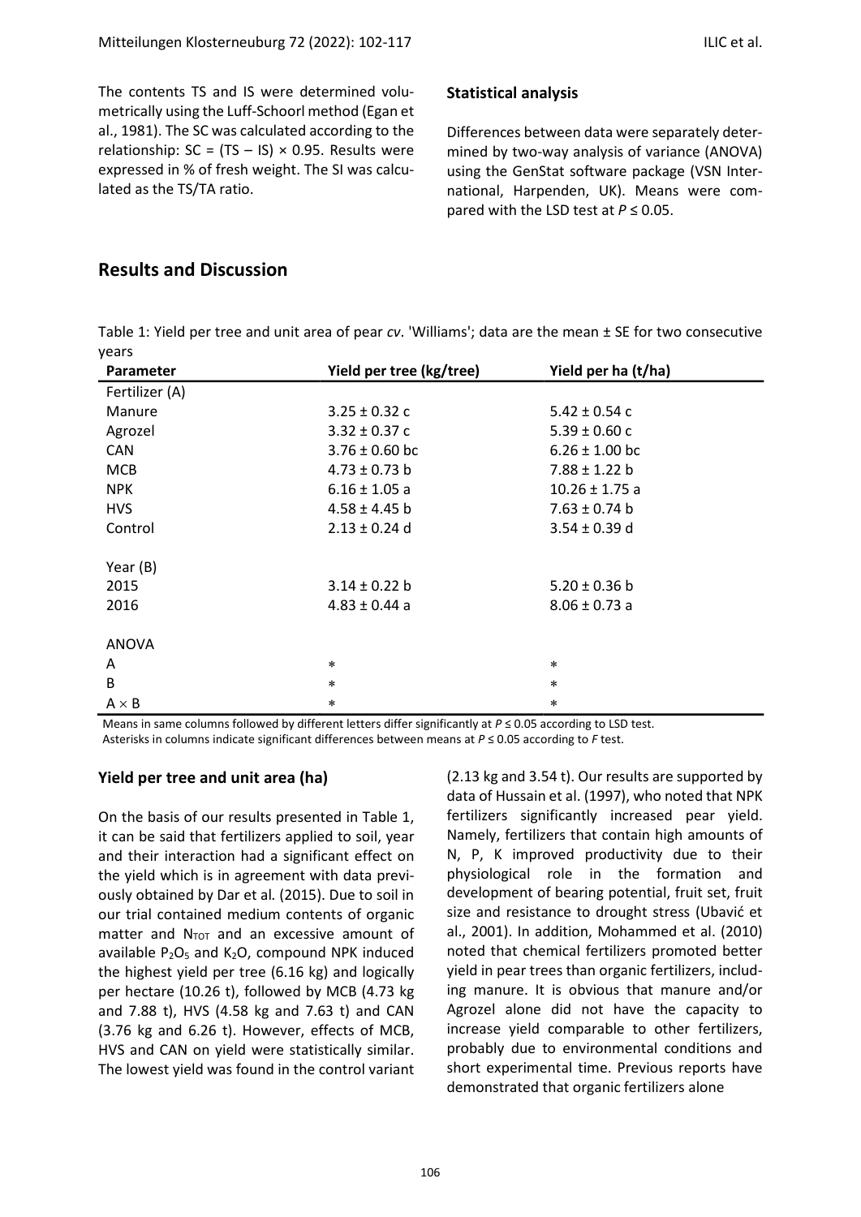The contents TS and IS were determined volumetrically using the Luff-Schoorl method (Egan et al., 1981). The SC was calculated according to the relationship: SC = (TS – IS) × 0.95. Results were expressed in % of fresh weight. The SI was calculated as the TS/TA ratio.

### Statistical analysis

Differences between data were separately determined by two-way analysis of variance (ANOVA) using the GenStat software package (VSN International, Harpenden, UK). Means were compared with the LSD test at $P \leq 0.05$.

## Results and Discussion

Table 1: Yield per tree and unit area of pear *cv*. 'Williams'; data are the mean ± SE for two consecutive years

| Parameter | Yield per tree (kg/tree) | Yield per ha (t/ha) |
|---|---|---|
| Fertilizer (A) | | |
| Manure | 3.25 ± 0.32 c | 5.42 ± 0.54 c |
| Agrozel | 3.32 ± 0.37 c | 5.39 ± 0.60 c |
| CAN | 3.76 ± 0.60 bc | 6.26 ± 1.00 bc |
| MCB | 4.73 ± 0.73 b | 7.88 ± 1.22 b |
| NPK | 6.16 ± 1.05 a | 10.26 ± 1.75 a |
| HVS | 4.58 ± 4.45 b | 7.63 ± 0.74 b |
| Control | 2.13 ± 0.24 d | 3.54 ± 0.39 d |
| Year (B) | | |
| 2015 | 3.14 ± 0.22 b | 5.20 ± 0.36 b |
| 2016 | 4.83 ± 0.44 a | 8.06 ± 0.73 a |
| ANOVA | | |
| A | * | * |
| B | * | * |
| A × B | * | * |

Means in same columns followed by different letters differ significantly at $P \leq 0.05$ according to LSD test.
Asterisks in columns indicate significant differences between means at $P \leq 0.05$ according to *F* test.

### Yield per tree and unit area (ha)

On the basis of our results presented in Table 1, it can be said that fertilizers applied to soil, year and their interaction had a significant effect on the yield which is in agreement with data previously obtained by Dar et al. (2015). Due to soil in our trial contained medium contents of organic matter and $N_{TOT}$ and an excessive amount of available $P_2O_5$ and $K_2O$, compound NPK induced the highest yield per tree (6.16 kg) and logically per hectare (10.26 t), followed by MCB (4.73 kg and 7.88 t), HVS (4.58 kg and 7.63 t) and CAN (3.76 kg and 6.26 t). However, effects of MCB, HVS and CAN on yield were statistically similar. The lowest yield was found in the control variant (2.13 kg and 3.54 t). Our results are supported by data of Hussain et al. (1997), who noted that NPK fertilizers significantly increased pear yield. Namely, fertilizers that contain high amounts of N, P, K improved productivity due to their physiological role in the formation and development of bearing potential, fruit set, fruit size and resistance to drought stress (Ubavić et al., 2001). In addition, Mohammed et al. (2010) noted that chemical fertilizers promoted better yield in pear trees than organic fertilizers, including manure. It is obvious that manure and/or Agrozel alone did not have the capacity to increase yield comparable to other fertilizers, probably due to environmental conditions and short experimental time. Previous reports have demonstrated that organic fertilizers alone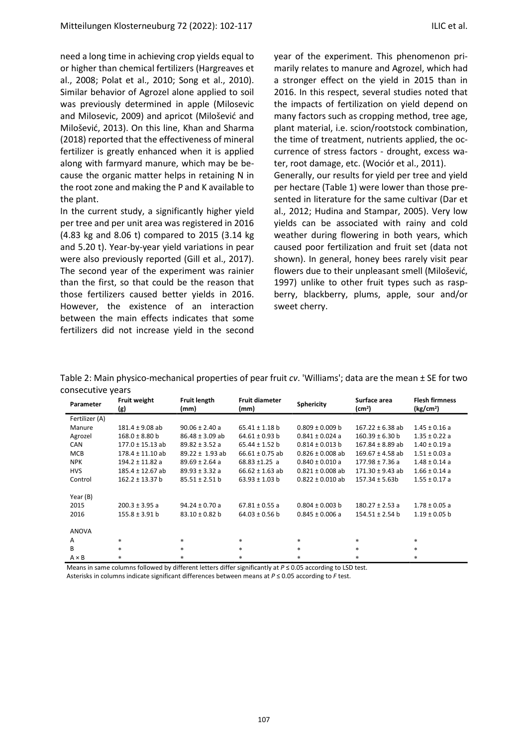need a long time in achieving crop yields equal to or higher than chemical fertilizers (Hargreaves et al., 2008; Polat et al., 2010; Song et al., 2010). Similar behavior of Agrozel alone applied to soil was previously determined in apple (Milosevic and Milosevic, 2009) and apricot (Milošević and Milošević, 2013). On this line, Khan and Sharma (2018) reported that the effectiveness of mineral fertilizer is greatly enhanced when it is applied along with farmyard manure, which may be because the organic matter helps in retaining N in the root zone and making the P and K available to the plant.

In the current study, a significantly higher yield per tree and per unit area was registered in 2016 (4.83 kg and 8.06 t) compared to 2015 (3.14 kg and 5.20 t). Year-by-year yield variations in pear were also previously reported (Gill et al., 2017). The second year of the experiment was rainier than the first, so that could be the reason that those fertilizers caused better yields in 2016. However, the existence of an interaction between the main effects indicates that some fertilizers did not increase yield in the second year of the experiment. This phenomenon primarily relates to manure and Agrozel, which had a stronger effect on the yield in 2015 than in 2016. In this respect, several studies noted that the impacts of fertilization on yield depend on many factors such as cropping method, tree age, plant material, i.e. scion/rootstock combination, the time of treatment, nutrients applied, the occurrence of stress factors - drought, excess water, root damage, etc. (Wociór et al., 2011).

Generally, our results for yield per tree and yield per hectare (Table 1) were lower than those presented in literature for the same cultivar (Dar et al., 2012; Hudina and Stampar, 2005). Very low yields can be associated with rainy and cold weather during flowering in both years, which caused poor fertilization and fruit set (data not shown). In general, honey bees rarely visit pear flowers due to their unpleasant smell (Milošević, 1997) unlike to other fruit types such as raspberry, blackberry, plums, apple, sour and/or sweet cherry.

Table 2: Main physico-mechanical properties of pear fruit *cv*. 'Williams'; data are the mean ± SE for two consecutive years

| Parameter | Fruit weight (g) | Fruit length (mm) | Fruit diameter (mm) | Sphericity | Surface area ($cm^2$) | Flesh firmness ($kg/cm^2$) |
|---|---|---|---|---|---|---|
| Fertilizer (A) | | | | | | |
| Manure | 181.4 ± 9.08 ab | 90.06 ± 2.40 a | 65.41 ± 1.18 b | 0.809 ± 0.009 b | 167.22 ± 6.38 ab | 1.45 ± 0.16 a |
| Agrozel | 168.0 ± 8.80 b | 86.48 ± 3.09 ab | 64.61 ± 0.93 b | 0.841 ± 0.024 a | 160.39 ± 6.30 b | 1.35 ± 0.22 a |
| CAN | 177.0 ± 15.13 ab | 89.82 ± 3.52 a | 65.44 ± 1.52 b | 0.814 ± 0.013 b | 167.84 ± 8.89 ab | 1.40 ± 0.19 a |
| MCB | 178.4 ± 11.10 ab | 89.22 ± 1.93 ab | 66.61 ± 0.75 ab | 0.826 ± 0.008 ab | 169.67 ± 4.58 ab | 1.51 ± 0.03 a |
| NPK | 194.2 ± 11.82 a | 89.69 ± 2.64 a | 68.83 ±1.25 a | 0.840 ± 0.010 a | 177.98 ± 7.36 a | 1.48 ± 0.14 a |
| HVS | 185.4 ± 12.67 ab | 89.93 ± 3.32 a | 66.62 ± 1.63 ab | 0.821 ± 0.008 ab | 171.30 ± 9.43 ab | 1.66 ± 0.14 a |
| Control | 162.2 ± 13.37 b | 85.51 ± 2.51 b | 63.93 ± 1.03 b | 0.822 ± 0.010 ab | 157.34 ± 5.63b | 1.55 ± 0.17 a |
| Year (B) | | | | | | |
| 2015 | 200.3 ± 3.95 a | 94.24 ± 0.70 a | 67.81 ± 0.55 a | 0.804 ± 0.003 b | 180.27 ± 2.53 a | 1.78 ± 0.05 a |
| 2016 | 155.8 ± 3.91 b | 83.10 ± 0.82 b | 64.03 ± 0.56 b | 0.845 ± 0.006 a | 154.51 ± 2.54 b | 1.19 ± 0.05 b |
| ANOVA | | | | | | |
| A | * | * | * | * | * | * |
| B | * | * | * | * | * | * |
| A × B | * | * | * | * | * | * |

Means in same columns followed by different letters differ significantly at $P \leq 0.05$ according to LSD test.
Asterisks in columns indicate significant differences between means at $P \leq 0.05$ according to *F* test.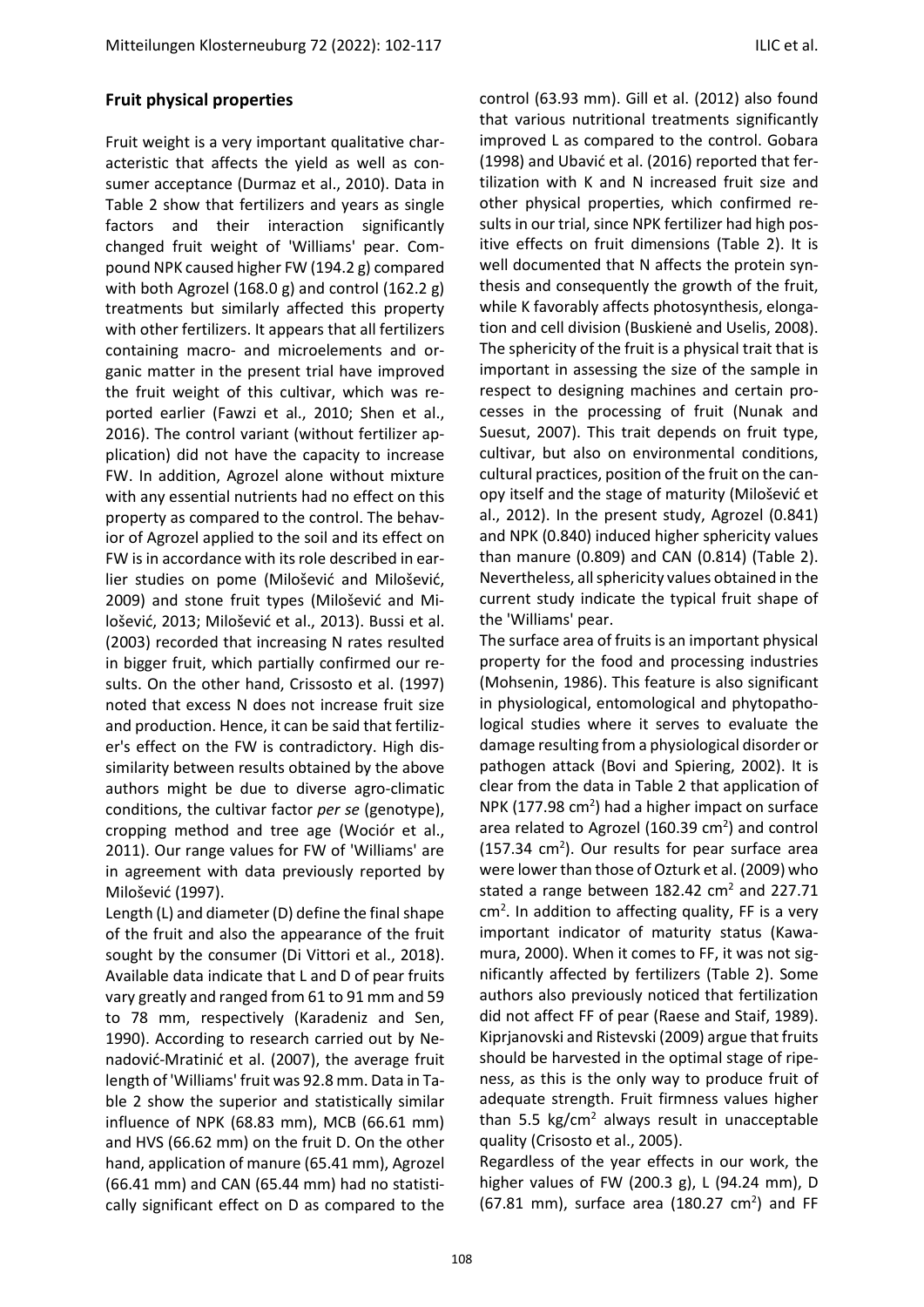## Fruit physical properties

Fruit weight is a very important qualitative characteristic that affects the yield as well as consumer acceptance (Durmaz et al., 2010). Data in Table 2 show that fertilizers and years as single factors and their interaction significantly changed fruit weight of 'Williams' pear. Compound NPK caused higher FW (194.2 g) compared with both Agrozel (168.0 g) and control (162.2 g) treatments but similarly affected this property with other fertilizers. It appears that all fertilizers containing macro- and microelements and organic matter in the present trial have improved the fruit weight of this cultivar, which was reported earlier (Fawzi et al., 2010; Shen et al., 2016). The control variant (without fertilizer application) did not have the capacity to increase FW. In addition, Agrozel alone without mixture with any essential nutrients had no effect on this property as compared to the control. The behavior of Agrozel applied to the soil and its effect on FW is in accordance with its role described in earlier studies on pome (Milošević and Milošević, 2009) and stone fruit types (Milošević and Milošević, 2013; Milošević et al., 2013). Bussi et al. (2003) recorded that increasing N rates resulted in bigger fruit, which partially confirmed our results. On the other hand, Crissosto et al. (1997) noted that excess N does not increase fruit size and production. Hence, it can be said that fertilizer's effect on the FW is contradictory. High dissimilarity between results obtained by the above authors might be due to diverse agro-climatic conditions, the cultivar factor *per se* (genotype), cropping method and tree age (Wociór et al., 2011). Our range values for FW of 'Williams' are in agreement with data previously reported by Milošević (1997).

Length (L) and diameter (D) define the final shape of the fruit and also the appearance of the fruit sought by the consumer (Di Vittori et al., 2018). Available data indicate that L and D of pear fruits vary greatly and ranged from 61 to 91 mm and 59 to 78 mm, respectively (Karadeniz and Sen, 1990). According to research carried out by Nenadović-Mratinić et al. (2007), the average fruit length of 'Williams' fruit was 92.8 mm. Data in Table 2 show the superior and statistically similar influence of NPK (68.83 mm), MCB (66.61 mm) and HVS (66.62 mm) on the fruit D. On the other hand, application of manure (65.41 mm), Agrozel (66.41 mm) and CAN (65.44 mm) had no statistically significant effect on D as compared to the control (63.93 mm). Gill et al. (2012) also found that various nutritional treatments significantly improved L as compared to the control. Gobara (1998) and Ubavić et al. (2016) reported that fertilization with K and N increased fruit size and other physical properties, which confirmed results in our trial, since NPK fertilizer had high positive effects on fruit dimensions (Table 2). It is well documented that N affects the protein synthesis and consequently the growth of the fruit, while K favorably affects photosynthesis, elongation and cell division (Buskienė and Uselis, 2008). The sphericity of the fruit is a physical trait that is important in assessing the size of the sample in respect to designing machines and certain processes in the processing of fruit (Nunak and Suesut, 2007). This trait depends on fruit type, cultivar, but also on environmental conditions, cultural practices, position of the fruit on the canopy itself and the stage of maturity (Milošević et al., 2012). In the present study, Agrozel (0.841) and NPK (0.840) induced higher sphericity values than manure (0.809) and CAN (0.814) (Table 2). Nevertheless, all sphericity values obtained in the current study indicate the typical fruit shape of the 'Williams' pear.

The surface area of fruits is an important physical property for the food and processing industries (Mohsenin, 1986). This feature is also significant in physiological, entomological and phytopathological studies where it serves to evaluate the damage resulting from a physiological disorder or pathogen attack (Bovi and Spiering, 2002). It is clear from the data in Table 2 that application of NPK (177.98 $cm^2$) had a higher impact on surface area related to Agrozel (160.39 $cm^2$) and control (157.34 $cm^2$). Our results for pear surface area were lower than those of Ozturk et al. (2009) who stated a range between 182.42 $cm^2$ and 227.71 $cm^2$. In addition to affecting quality, FF is a very important indicator of maturity status (Kawamura, 2000). When it comes to FF, it was not significantly affected by fertilizers (Table 2). Some authors also previously noticed that fertilization did not affect FF of pear (Raese and Staif, 1989). Kiprjanovski and Ristevski (2009) argue that fruits should be harvested in the optimal stage of ripeness, as this is the only way to produce fruit of adequate strength. Fruit firmness values higher than 5.5 $kg/cm^2$ always result in unacceptable quality (Crisosto et al., 2005).

Regardless of the year effects in our work, the higher values of FW (200.3 g), L (94.24 mm), D (67.81 mm), surface area (180.27 $cm^2$) and FF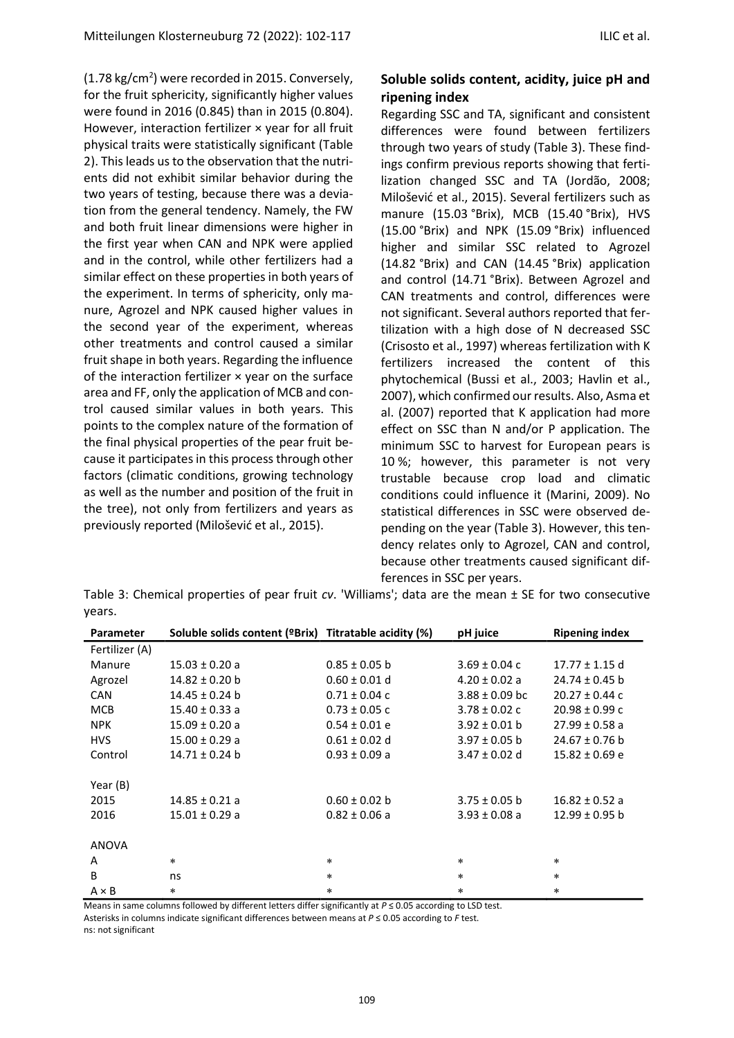(1.78 kg/cm$^2$) were recorded in 2015. Conversely, for the fruit sphericity, significantly higher values were found in 2016 (0.845) than in 2015 (0.804). However, interaction fertilizer × year for all fruit physical traits were statistically significant (Table 2). This leads us to the observation that the nutrients did not exhibit similar behavior during the two years of testing, because there was a deviation from the general tendency. Namely, the FW and both fruit linear dimensions were higher in the first year when CAN and NPK were applied and in the control, while other fertilizers had a similar effect on these properties in both years of the experiment. In terms of sphericity, only manure, Agrozel and NPK caused higher values in the second year of the experiment, whereas other treatments and control caused a similar fruit shape in both years. Regarding the influence of the interaction fertilizer × year on the surface area and FF, only the application of MCB and control caused similar values in both years. This points to the complex nature of the formation of the final physical properties of the pear fruit because it participates in this process through other factors (climatic conditions, growing technology as well as the number and position of the fruit in the tree), not only from fertilizers and years as previously reported (Milošević et al., 2015).

## Soluble solids content, acidity, juice pH and ripening index

Regarding SSC and TA, significant and consistent differences were found between fertilizers through two years of study (Table 3). These findings confirm previous reports showing that fertilization changed SSC and TA (Jordão, 2008; Milošević et al., 2015). Several fertilizers such as manure (15.03 °Brix), MCB (15.40 °Brix), HVS (15.00 °Brix) and NPK (15.09 °Brix) influenced higher and similar SSC related to Agrozel (14.82 °Brix) and CAN (14.45 °Brix) application and control (14.71 °Brix). Between Agrozel and CAN treatments and control, differences were not significant. Several authors reported that fertilization with a high dose of N decreased SSC (Crisosto et al., 1997) whereas fertilization with K fertilizers increased the content of this phytochemical (Bussi et al., 2003; Havlin et al., 2007), which confirmed our results. Also, Asma et al. (2007) reported that K application had more effect on SSC than N and/or P application. The minimum SSC to harvest for European pears is 10 %; however, this parameter is not very trustable because crop load and climatic conditions could influence it (Marini, 2009). No statistical differences in SSC were observed depending on the year (Table 3). However, this tendency relates only to Agrozel, CAN and control, because other treatments caused significant differences in SSC per years.

Table 3: Chemical properties of pear fruit *cv*. 'Williams'; data are the mean ± SE for two consecutive years.

| Parameter | Soluble solids content (ºBrix) | Titratable acidity (%) | pH juice | Ripening index |
|---|---|---|---|---|
| Fertilizer (A) | | | | |
| Manure | 15.03 ± 0.20 a | 0.85 ± 0.05 b | 3.69 ± 0.04 c | 17.77 ± 1.15 d |
| Agrozel | 14.82 ± 0.20 b | 0.60 ± 0.01 d | 4.20 ± 0.02 a | 24.74 ± 0.45 b |
| CAN | 14.45 ± 0.24 b | 0.71 ± 0.04 c | 3.88 ± 0.09 bc | 20.27 ± 0.44 c |
| MCB | 15.40 ± 0.33 a | 0.73 ± 0.05 c | 3.78 ± 0.02 c | 20.98 ± 0.99 c |
| NPK | 15.09 ± 0.20 a | 0.54 ± 0.01 e | 3.92 ± 0.01 b | 27.99 ± 0.58 a |
| HVS | 15.00 ± 0.29 a | 0.61 ± 0.02 d | 3.97 ± 0.05 b | 24.67 ± 0.76 b |
| Control | 14.71 ± 0.24 b | 0.93 ± 0.09 a | 3.47 ± 0.02 d | 15.82 ± 0.69 e |
| Year (B) | | | | |
| 2015 | 14.85 ± 0.21 a | 0.60 ± 0.02 b | 3.75 ± 0.05 b | 16.82 ± 0.52 a |
| 2016 | 15.01 ± 0.29 a | 0.82 ± 0.06 a | 3.93 ± 0.08 a | 12.99 ± 0.95 b |
| ANOVA | | | | |
| A | * | * | * | * |
| B | ns | * | * | * |
| A × B | * | * | * | * |

Means in same columns followed by different letters differ significantly at $P \leq 0.05$ according to LSD test.
Asterisks in columns indicate significant differences between means at $P \leq 0.05$ according to *F* test.
ns: not significant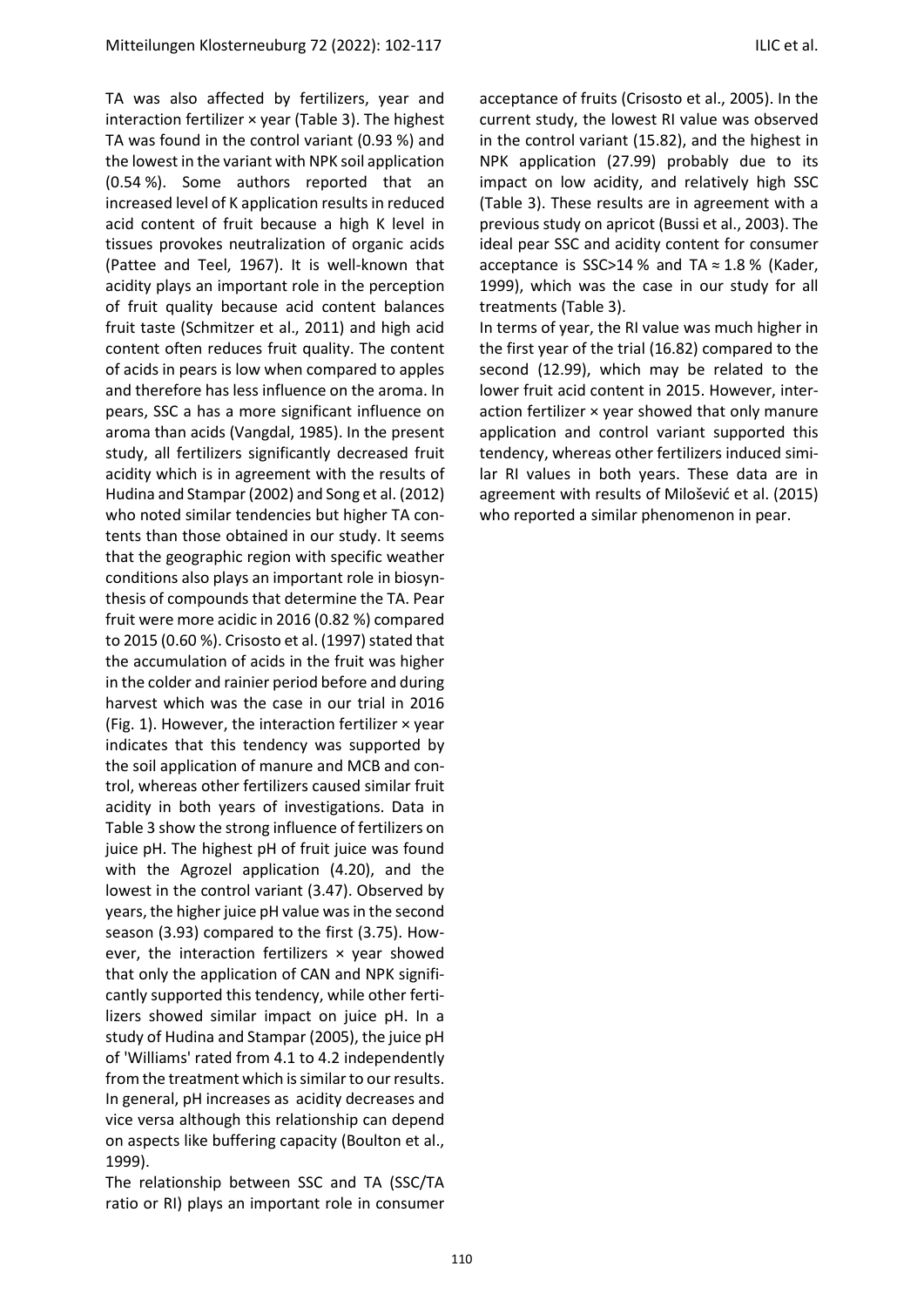TA was also affected by fertilizers, year and interaction fertilizer × year (Table 3). The highest TA was found in the control variant (0.93 %) and the lowest in the variant with NPK soil application (0.54 %). Some authors reported that an increased level of K application results in reduced acid content of fruit because a high K level in tissues provokes neutralization of organic acids (Pattee and Teel, 1967). It is well-known that acidity plays an important role in the perception of fruit quality because acid content balances fruit taste (Schmitzer et al., 2011) and high acid content often reduces fruit quality. The content of acids in pears is low when compared to apples and therefore has less influence on the aroma. In pears, SSC a has a more significant influence on aroma than acids (Vangdal, 1985). In the present study, all fertilizers significantly decreased fruit acidity which is in agreement with the results of Hudina and Stampar (2002) and Song et al. (2012) who noted similar tendencies but higher TA contents than those obtained in our study. It seems that the geographic region with specific weather conditions also plays an important role in biosynthesis of compounds that determine the TA. Pear fruit were more acidic in 2016 (0.82 %) compared to 2015 (0.60 %). Crisosto et al. (1997) stated that the accumulation of acids in the fruit was higher in the colder and rainier period before and during harvest which was the case in our trial in 2016 (Fig. 1). However, the interaction fertilizer × year indicates that this tendency was supported by the soil application of manure and MCB and control, whereas other fertilizers caused similar fruit acidity in both years of investigations. Data in Table 3 show the strong influence of fertilizers on juice pH. The highest pH of fruit juice was found with the Agrozel application (4.20), and the lowest in the control variant (3.47). Observed by years, the higher juice pH value was in the second season (3.93) compared to the first (3.75). However, the interaction fertilizers × year showed that only the application of CAN and NPK significantly supported this tendency, while other fertilizers showed similar impact on juice pH. In a study of Hudina and Stampar (2005), the juice pH of 'Williams' rated from 4.1 to 4.2 independently from the treatment which is similar to our results. In general, pH increases as acidity decreases and vice versa although this relationship can depend on aspects like buffering capacity (Boulton et al., 1999).

The relationship between SSC and TA (SSC/TA ratio or RI) plays an important role in consumer acceptance of fruits (Crisosto et al., 2005). In the current study, the lowest RI value was observed in the control variant (15.82), and the highest in NPK application (27.99) probably due to its impact on low acidity, and relatively high SSC (Table 3). These results are in agreement with a previous study on apricot (Bussi et al., 2003). The ideal pear SSC and acidity content for consumer acceptance is SSC>14 % and TA ≈ 1.8 % (Kader, 1999), which was the case in our study for all treatments (Table 3).

In terms of year, the RI value was much higher in the first year of the trial (16.82) compared to the second (12.99), which may be related to the lower fruit acid content in 2015. However, interaction fertilizer × year showed that only manure application and control variant supported this tendency, whereas other fertilizers induced similar RI values in both years. These data are in agreement with results of Milošević et al. (2015) who reported a similar phenomenon in pear.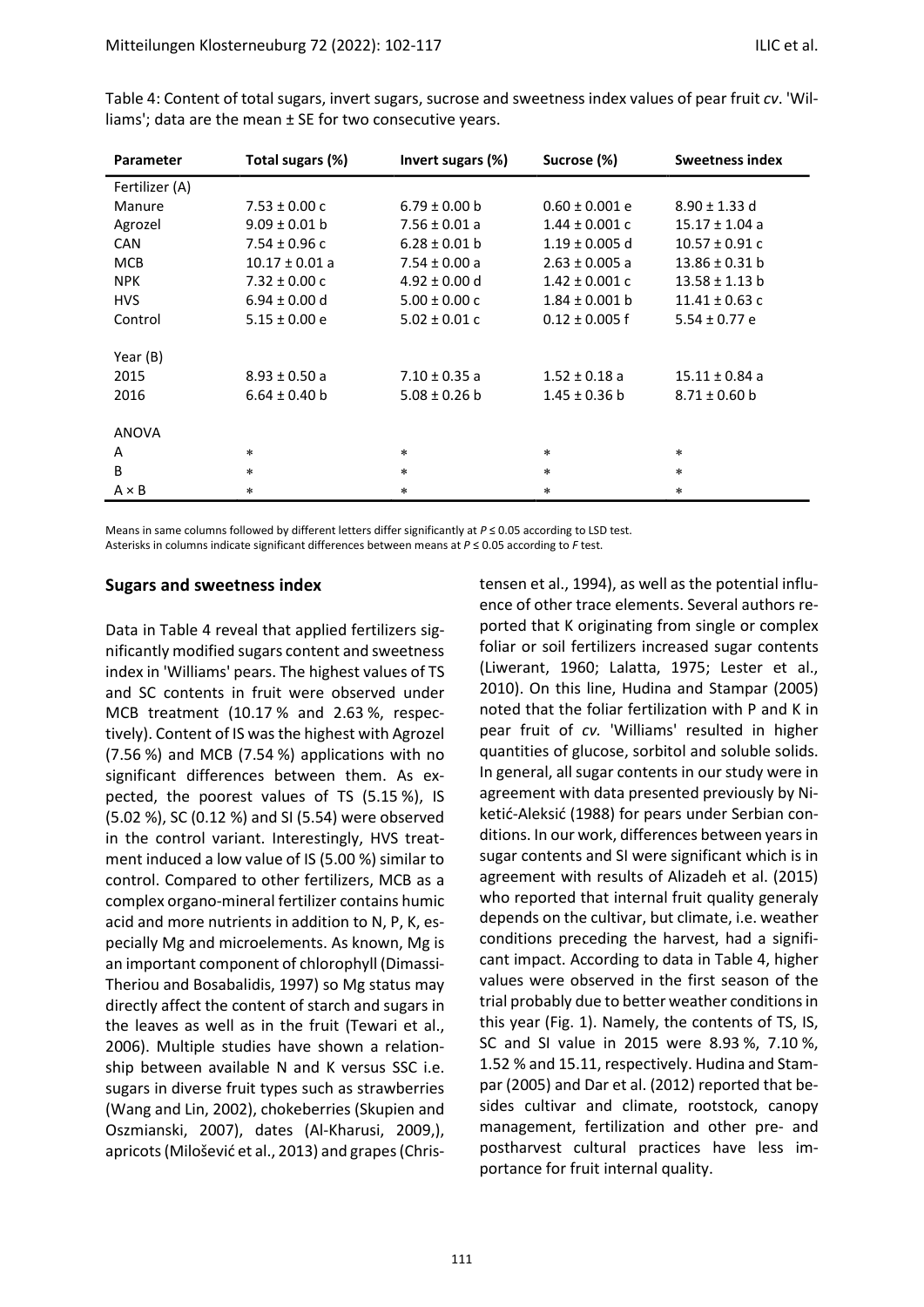Table 4: Content of total sugars, invert sugars, sucrose and sweetness index values of pear fruit *cv*. 'Williams'; data are the mean ± SE for two consecutive years.

| Parameter | Total sugars (%) | Invert sugars (%) | Sucrose (%) | Sweetness index |
|---|---|---|---|---|
| Fertilizer (A) | | | | |
| Manure | 7.53 ± 0.00 c | 6.79 ± 0.00 b | 0.60 ± 0.001 e | 8.90 ± 1.33 d |
| Agrozel | 9.09 ± 0.01 b | 7.56 ± 0.01 a | 1.44 ± 0.001 c | 15.17 ± 1.04 a |
| CAN | 7.54 ± 0.96 c | 6.28 ± 0.01 b | 1.19 ± 0.005 d | 10.57 ± 0.91 c |
| MCB | 10.17 ± 0.01 a | 7.54 ± 0.00 a | 2.63 ± 0.005 a | 13.86 ± 0.31 b |
| NPK | 7.32 ± 0.00 c | 4.92 ± 0.00 d | 1.42 ± 0.001 c | 13.58 ± 1.13 b |
| HVS | 6.94 ± 0.00 d | 5.00 ± 0.00 c | 1.84 ± 0.001 b | 11.41 ± 0.63 c |
| Control | 5.15 ± 0.00 e | 5.02 ± 0.01 c | 0.12 ± 0.005 f | 5.54 ± 0.77 e |
| Year (B) | | | | |
| 2015 | 8.93 ± 0.50 a | 7.10 ± 0.35 a | 1.52 ± 0.18 a | 15.11 ± 0.84 a |
| 2016 | 6.64 ± 0.40 b | 5.08 ± 0.26 b | 1.45 ± 0.36 b | 8.71 ± 0.60 b |
| ANOVA | | | | |
| A | * | * | * | * |
| B | * | * | * | * |
| A × B | * | * | * | * |

Means in same columns followed by different letters differ significantly at $P \leq 0.05$ according to LSD test.
Asterisks in columns indicate significant differences between means at $P \leq 0.05$ according to *F* test.

## Sugars and sweetness index

Data in Table 4 reveal that applied fertilizers significantly modified sugars content and sweetness index in 'Williams' pears. The highest values of TS and SC contents in fruit were observed under MCB treatment (10.17 % and 2.63 %, respectively). Content of IS was the highest with Agrozel (7.56 %) and MCB (7.54 %) applications with no significant differences between them. As expected, the poorest values of TS (5.15 %), IS (5.02 %), SC (0.12 %) and SI (5.54) were observed in the control variant. Interestingly, HVS treatment induced a low value of IS (5.00 %) similar to control. Compared to other fertilizers, MCB as a complex organo-mineral fertilizer contains humic acid and more nutrients in addition to N, P, K, especially Mg and microelements. As known, Mg is an important component of chlorophyll (Dimassi-Theriou and Bosabalidis, 1997) so Mg status may directly affect the content of starch and sugars in the leaves as well as in the fruit (Tewari et al., 2006). Multiple studies have shown a relationship between available N and K versus SSC i.e. sugars in diverse fruit types such as strawberries (Wang and Lin, 2002), chokeberries (Skupien and Oszmianski, 2007), dates (Al-Kharusi, 2009,), apricots (Milošević et al., 2013) and grapes (Christensen et al., 1994), as well as the potential influence of other trace elements. Several authors reported that K originating from single or complex foliar or soil fertilizers increased sugar contents (Liwerant, 1960; Lalatta, 1975; Lester et al., 2010). On this line, Hudina and Stampar (2005) noted that the foliar fertilization with P and K in pear fruit of *cv.* 'Williams' resulted in higher quantities of glucose, sorbitol and soluble solids. In general, all sugar contents in our study were in agreement with data presented previously by Niketić-Aleksić (1988) for pears under Serbian conditions. In our work, differences between years in sugar contents and SI were significant which is in agreement with results of Alizadeh et al. (2015) who reported that internal fruit quality generaly depends on the cultivar, but climate, i.e. weather conditions preceding the harvest, had a significant impact. According to data in Table 4, higher values were observed in the first season of the trial probably due to better weather conditions in this year (Fig. 1). Namely, the contents of TS, IS, SC and SI value in 2015 were 8.93 %, 7.10 %, 1.52 % and 15.11, respectively. Hudina and Stampar (2005) and Dar et al. (2012) reported that besides cultivar and climate, rootstock, canopy management, fertilization and other pre- and postharvest cultural practices have less importance for fruit internal quality.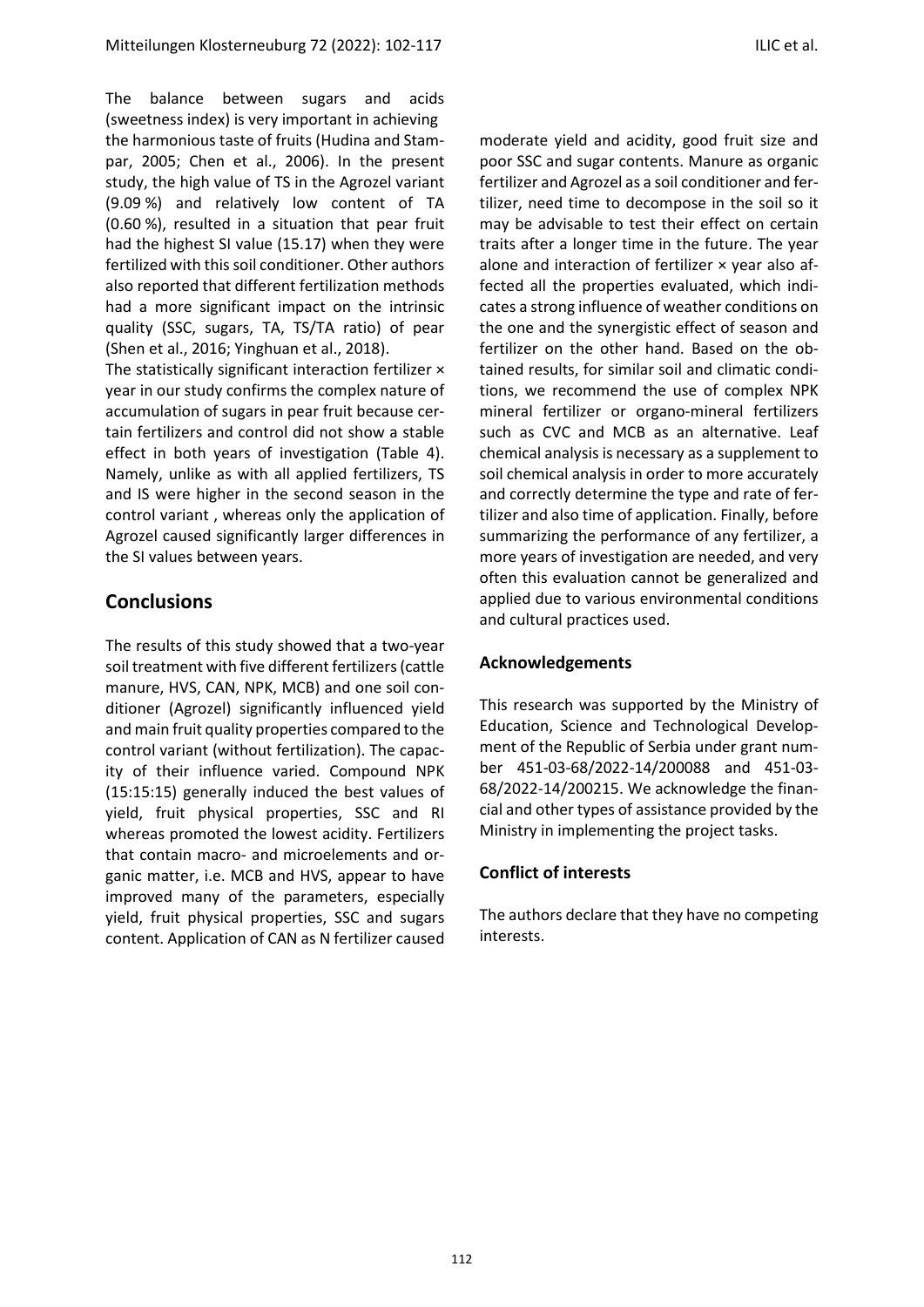The balance between sugars and acids (sweetness index) is very important in achieving the harmonious taste of fruits (Hudina and Stampar, 2005; Chen et al., 2006). In the present study, the high value of TS in the Agrozel variant (9.09 %) and relatively low content of TA (0.60 %), resulted in a situation that pear fruit had the highest SI value (15.17) when they were fertilized with this soil conditioner. Other authors also reported that different fertilization methods had a more significant impact on the intrinsic quality (SSC, sugars, TA, TS/TA ratio) of pear (Shen et al., 2016; Yinghuan et al., 2018).

The statistically significant interaction fertilizer × year in our study confirms the complex nature of accumulation of sugars in pear fruit because certain fertilizers and control did not show a stable effect in both years of investigation (Table 4). Namely, unlike as with all applied fertilizers, TS and IS were higher in the second season in the control variant , whereas only the application of Agrozel caused significantly larger differences in the SI values between years.

## Conclusions

The results of this study showed that a two-year soil treatment with five different fertilizers (cattle manure, HVS, CAN, NPK, MCB) and one soil conditioner (Agrozel) significantly influenced yield and main fruit quality properties compared to the control variant (without fertilization). The capacity of their influence varied. Compound NPK (15:15:15) generally induced the best values of yield, fruit physical properties, SSC and RI whereas promoted the lowest acidity. Fertilizers that contain macro- and microelements and organic matter, i.e. MCB and HVS, appear to have improved many of the parameters, especially yield, fruit physical properties, SSC and sugars content. Application of CAN as N fertilizer caused moderate yield and acidity, good fruit size and poor SSC and sugar contents. Manure as organic fertilizer and Agrozel as a soil conditioner and fertilizer, need time to decompose in the soil so it may be advisable to test their effect on certain traits after a longer time in the future. The year alone and interaction of fertilizer × year also affected all the properties evaluated, which indicates a strong influence of weather conditions on the one and the synergistic effect of season and fertilizer on the other hand. Based on the obtained results, for similar soil and climatic conditions, we recommend the use of complex NPK mineral fertilizer or organo-mineral fertilizers such as CVC and MCB as an alternative. Leaf chemical analysis is necessary as a supplement to soil chemical analysis in order to more accurately and correctly determine the type and rate of fertilizer and also time of application. Finally, before summarizing the performance of any fertilizer, a more years of investigation are needed, and very often this evaluation cannot be generalized and applied due to various environmental conditions and cultural practices used.

### Acknowledgements

This research was supported by the Ministry of Education, Science and Technological Development of the Republic of Serbia under grant number 451-03-68/2022-14/200088 and 451-03-68/2022-14/200215. We acknowledge the financial and other types of assistance provided by the Ministry in implementing the project tasks.

### Conflict of interests

The authors declare that they have no competing interests.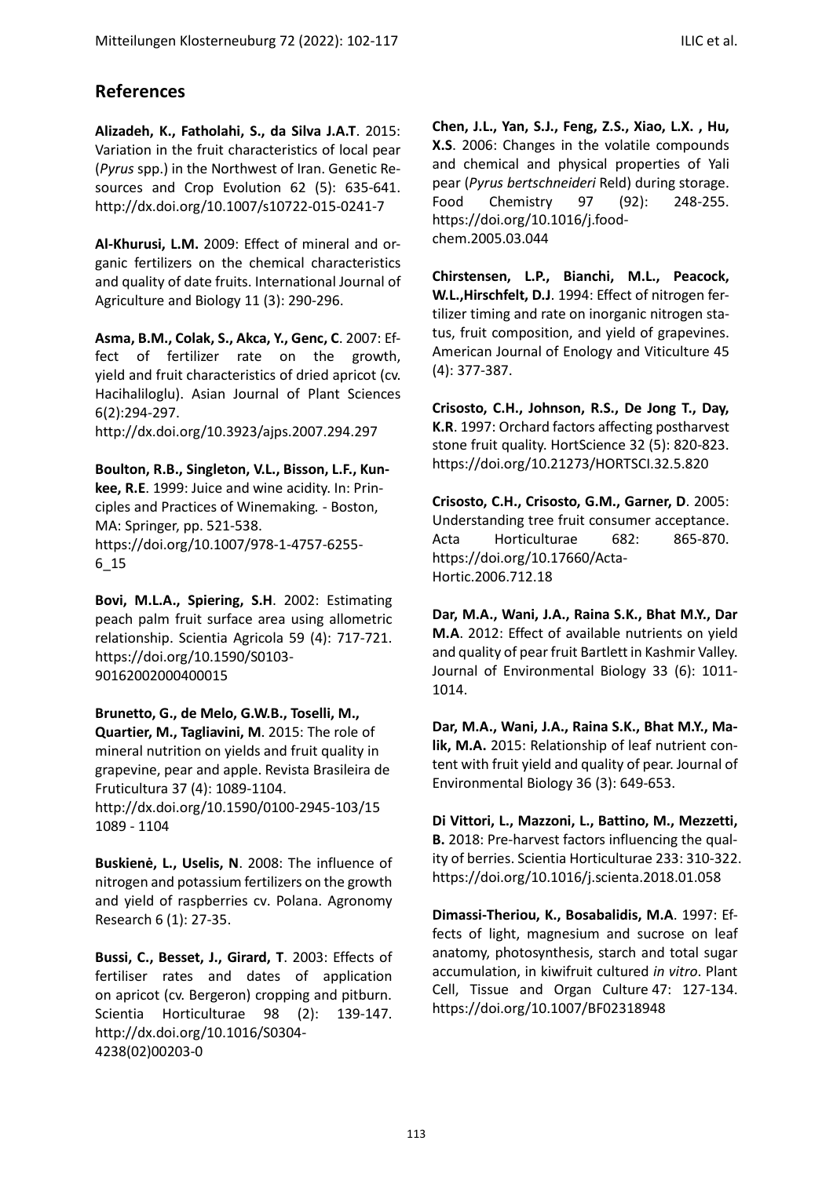## References

**Alizadeh, K., Fatholahi, S., da Silva J.A.T**. 2015: Variation in the fruit characteristics of local pear (*Pyrus* spp.) in the Northwest of Iran. Genetic Resources and Crop Evolution 62 (5): 635-641. http://dx.doi.org/10.1007/s10722-015-0241-7

**Al-Khurusi, L.M.** 2009: Effect of mineral and organic fertilizers on the chemical characteristics and quality of date fruits. International Journal of Agriculture and Biology 11 (3): 290-296.

**Asma, B.M., Colak, S., Akca, Y., Genc, C**. 2007: Effect of fertilizer rate on the growth, yield and fruit characteristics of dried apricot (cv. Hacihaliloglu). Asian Journal of Plant Sciences 6(2):294-297. http://dx.doi.org/10.3923/ajps.2007.294.297

**Boulton, R.B., Singleton, V.L., Bisson, L.F., Kunkee, R.E**. 1999: Juice and wine acidity. In: Principles and Practices of Winemaking. - Boston, MA: Springer, pp. 521-538. https://doi.org/10.1007/978-1-4757-6255-6_15

**Bovi, M.L.A., Spiering, S.H**. 2002: Estimating peach palm fruit surface area using allometric relationship. Scientia Agricola 59 (4): 717-721. https://doi.org/10.1590/S0103-90162002000400015

**Brunetto, G., de Melo, G.W.B., Toselli, M., Quartier, M., Tagliavini, M**. 2015: The role of mineral nutrition on yields and fruit quality in grapevine, pear and apple. Revista Brasileira de Fruticultura 37 (4): 1089-1104. http://dx.doi.org/10.1590/0100-2945-103/15 1089 - 1104

**Buskienė, L., Uselis, N**. 2008: The influence of nitrogen and potassium fertilizers on the growth and yield of raspberries cv. Polana. Agronomy Research 6 (1): 27-35.

**Bussi, C., Besset, J., Girard, T**. 2003: Effects of fertiliser rates and dates of application on apricot (cv. Bergeron) cropping and pitburn. Scientia Horticulturae 98 (2): 139-147. http://dx.doi.org/10.1016/S0304-4238(02)00203-0

**Chen, J.L., Yan, S.J., Feng, Z.S., Xiao, L.X. , Hu, X.S**. 2006: Changes in the volatile compounds and chemical and physical properties of Yali pear (*Pyrus bertschneideri* Reld) during storage. Food Chemistry 97 (92): 248-255. https://doi.org/10.1016/j.foodchem.2005.03.044

**Chirstensen, L.P., Bianchi, M.L., Peacock, W.L.,Hirschfelt, D.J**. 1994: Effect of nitrogen fertilizer timing and rate on inorganic nitrogen status, fruit composition, and yield of grapevines. American Journal of Enology and Viticulture 45 (4): 377-387.

**Crisosto, C.H., Johnson, R.S., De Jong T., Day, K.R**. 1997: Orchard factors affecting postharvest stone fruit quality. HortScience 32 (5): 820-823. https://doi.org/10.21273/HORTSCI.32.5.820

**Crisosto, C.H., Crisosto, G.M., Garner, D**. 2005: Understanding tree fruit consumer acceptance. Acta Horticulturae 682: 865-870. https://doi.org/10.17660/ActaHortic.2006.712.18

**Dar, M.A., Wani, J.A., Raina S.K., Bhat M.Y., Dar M.A**. 2012: Effect of available nutrients on yield and quality of pear fruit Bartlett in Kashmir Valley. Journal of Environmental Biology 33 (6): 1011-1014.

**Dar, M.A., Wani, J.A., Raina S.K., Bhat M.Y., Malik, M.A.** 2015: Relationship of leaf nutrient content with fruit yield and quality of pear. Journal of Environmental Biology 36 (3): 649-653.

**Di Vittori, L., Mazzoni, L., Battino, M., Mezzetti, B.** 2018: Pre-harvest factors influencing the quality of berries. Scientia Horticulturae 233: 310-322. https://doi.org/10.1016/j.scienta.2018.01.058

**Dimassi-Theriou, K., Bosabalidis, M.A**. 1997: Effects of light, magnesium and sucrose on leaf anatomy, photosynthesis, starch and total sugar accumulation, in kiwifruit cultured *in vitro*. Plant Cell, Tissue and Organ Culture 47: 127-134. https://doi.org/10.1007/BF02318948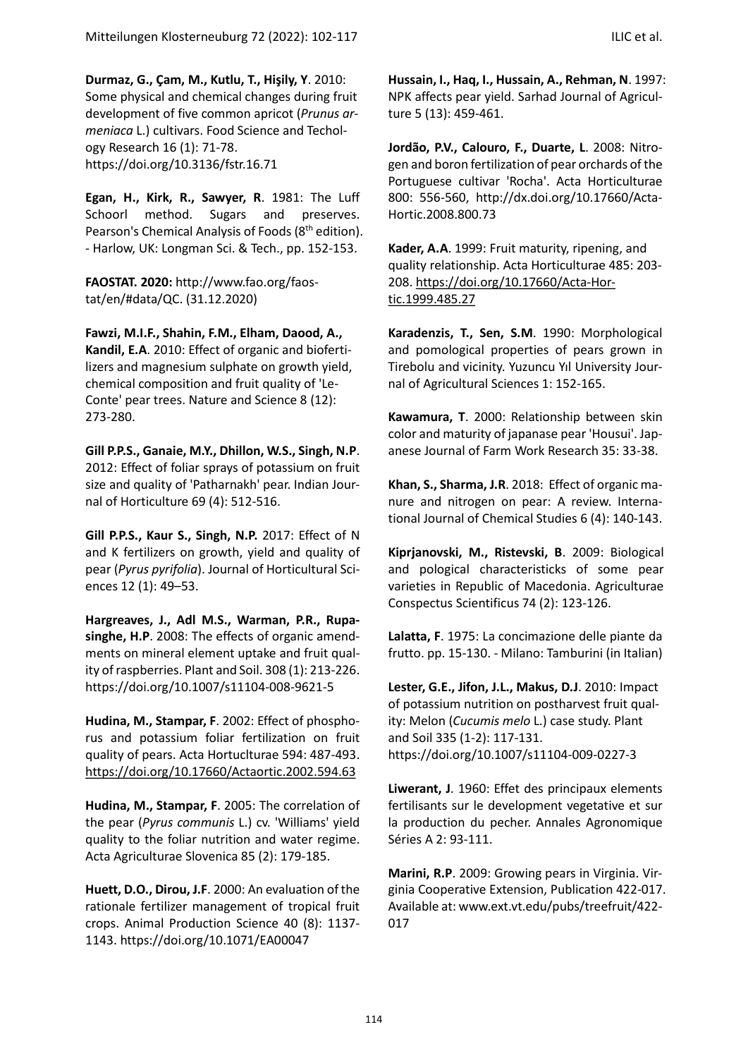**Durmaz, G., Çam, M., Kutlu, T., Hişily, Y**. 2010: Some physical and chemical changes during fruit development of five common apricot (*Prunus armeniaca* L.) cultivars. Food Science and Techology Research 16 (1): 71-78. https://doi.org/10.3136/fstr.16.71

**Egan, H., Kirk, R., Sawyer, R**. 1981: The Luff Schoorl method. Sugars and preserves. Pearson's Chemical Analysis of Foods (8th edition). - Harlow, UK: Longman Sci. & Tech., pp. 152-153.

**FAOSTAT. 2020:** http://www.fao.org/faostat/en/#data/QC. (31.12.2020)

**Fawzi, M.I.F., Shahin, F.M., Elham, Daood, A., Kandil, E.A**. 2010: Effect of organic and biofertilizers and magnesium sulphate on growth yield, chemical composition and fruit quality of 'Le-Conte' pear trees. Nature and Science 8 (12): 273-280.

**Gill P.P.S., Ganaie, M.Y., Dhillon, W.S., Singh, N.P**. 2012: Effect of foliar sprays of potassium on fruit size and quality of 'Patharnakh' pear. Indian Journal of Horticulture 69 (4): 512-516.

**Gill P.P.S., Kaur S., Singh, N.P.** 2017: Effect of N and K fertilizers on growth, yield and quality of pear (*Pyrus pyrifolia*). Journal of Horticultural Sciences 12 (1): 49–53.

**Hargreaves, J., Adl M.S., Warman, P.R., Rupasinghe, H.P**. 2008: The effects of organic amendments on mineral element uptake and fruit quality of raspberries. Plant and Soil. 308 (1): 213-226. https://doi.org/10.1007/s11104-008-9621-5

**Hudina, M., Stampar, F**. 2002: Effect of phosphorus and potassium foliar fertilization on fruit quality of pears. Acta Hortucltursae 594: 487-493. https://doi.org/10.17660/Actaortic.2002.594.63

**Hudina, M., Stampar, F**. 2005: The correlation of the pear (*Pyrus communis* L.) cv. 'Williams' yield quality to the foliar nutrition and water regime. Acta Agriculturae Slovenica 85 (2): 179-185.

**Huett, D.O., Dirou, J.F**. 2000: An evaluation of the rationale fertilizer management of tropical fruit crops. Animal Production Science 40 (8): 1137-1143. https://doi.org/10.1071/EA00047

**Hussain, I., Haq, I., Hussain, A., Rehman, N**. 1997: NPK affects pear yield. Sarhad Journal of Agriculture 5 (13): 459-461.

**Jordão, P.V., Calouro, F., Duarte, L**. 2008: Nitrogen and boron fertilization of pear orchards of the Portuguese cultivar 'Rocha'. Acta Horticulturae 800: 556-560, http://dx.doi.org/10.17660/ActaHortic.2008.800.73

**Kader, A.A**. 1999: Fruit maturity, ripening, and quality relationship. Acta Horticulturae 485: 203-208. https://doi.org/10.17660/Acta-Hortic.1999.485.27

**Karadenzis, T., Sen, S.M**. 1990: Morphological and pomological properties of pears grown in Tirebolu and vicinity. Yuzuncu Yıl University Journal of Agricultural Sciences 1: 152-165.

**Kawamura, T**. 2000: Relationship between skin color and maturity of japanase pear 'Housui'. Japanese Journal of Farm Work Research 35: 33-38.

**Khan, S., Sharma, J.R**. 2018: Effect of organic manure and nitrogen on pear: A review. International Journal of Chemical Studies 6 (4): 140-143.

**Kiprjanovski, M., Ristevski, B**. 2009: Biological and pological characteristicks of some pear varieties in Republic of Macedonia. Agriculturae Conspectus Scientificus 74 (2): 123-126.

**Lalatta, F**. 1975: La concimazione delle piante da frutto. pp. 15-130. - Milano: Tamburini (in Italian)

**Lester, G.E., Jifon, J.L., Makus, D.J**. 2010: Impact of potassium nutrition on postharvest fruit quality: Melon (*Cucumis melo* L.) case study. Plant and Soil 335 (1-2): 117-131. https://doi.org/10.1007/s11104-009-0227-3

**Liwerant, J**. 1960: Effet des principaux elements fertilisants sur le development vegetative et sur la production du pecher. Annales Agronomique Séries A 2: 93-111.

**Marini, R.P**. 2009: Growing pears in Virginia. Virginia Cooperative Extension, Publication 422-017. Available at: www.ext.vt.edu/pubs/treefruit/422-017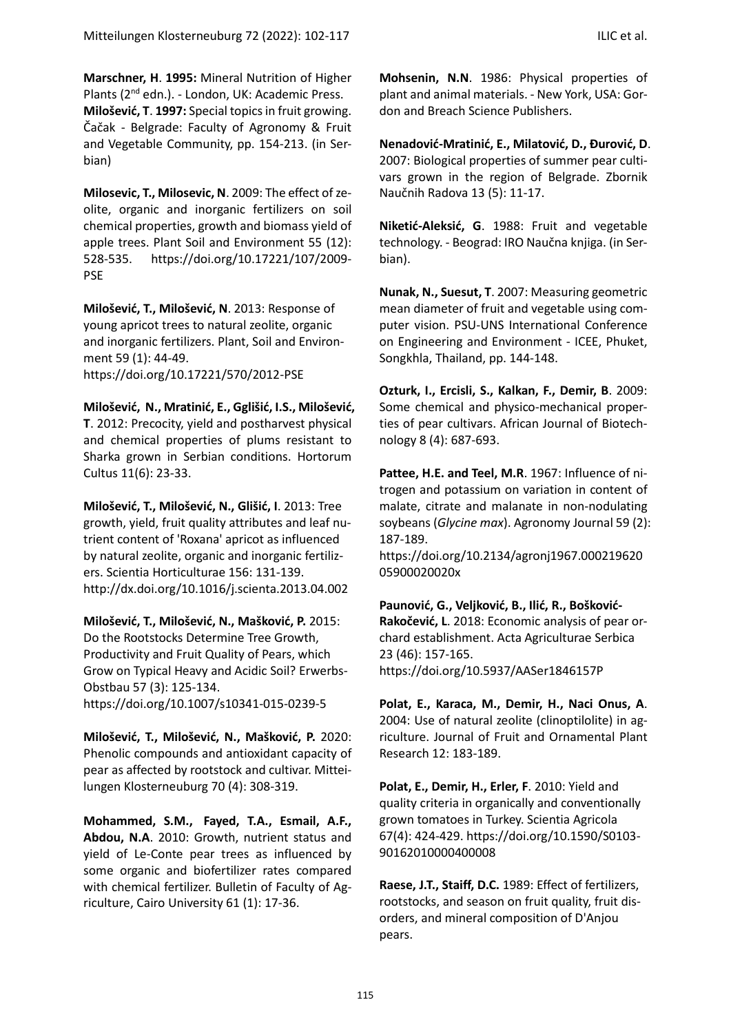**Marschner, H**. **1995:** Mineral Nutrition of Higher Plants (2nd edn.). - London, UK: Academic Press.

**Milošević, T**. **1997:** Special topics in fruit growing. Čačak - Belgrade: Faculty of Agronomy & Fruit and Vegetable Community, pp. 154-213. (in Serbian)

**Milosevic, T., Milosevic, N**. 2009: The effect of zeolite, organic and inorganic fertilizers on soil chemical properties, growth and biomass yield of apple trees. Plant Soil and Environment 55 (12): 528-535. https://doi.org/10.17221/107/2009-PSE

**Milošević, T., Milošević, N**. 2013: Response of young apricot trees to natural zeolite, organic and inorganic fertilizers. Plant, Soil and Environment 59 (1): 44-49. https://doi.org/10.17221/570/2012-PSE

**Milošević, N., Mratinić, E., Ggliśić, I.S., Milošević, T**. 2012: Precocity, yield and postharvest physical and chemical properties of plums resistant to Sharka grown in Serbian conditions. Hortorum Cultus 11(6): 23-33.

**Milošević, T., Milošević, N., Glišić, I**. 2013: Tree growth, yield, fruit quality attributes and leaf nutrient content of 'Roxana' apricot as influenced by natural zeolite, organic and inorganic fertilizers. Scientia Horticulturae 156: 131-139. http://dx.doi.org/10.1016/j.scienta.2013.04.002

**Milošević, T., Milošević, N., Mašković, P.** 2015: Do the Rootstocks Determine Tree Growth, Productivity and Fruit Quality of Pears, which Grow on Typical Heavy and Acidic Soil? Erwerbs-Obstbau 57 (3): 125-134. https://doi.org/10.1007/s10341-015-0239-5

**Milošević, T., Milošević, N., Mašković, P.** 2020: Phenolic compounds and antioxidant capacity of pear as affected by rootstock and cultivar. Mitteilungen Klosterneuburg 70 (4): 308-319.

**Mohammed, S.M., Fayed, T.A., Esmail, A.F., Abdou, N.A**. 2010: Growth, nutrient status and yield of Le-Conte pear trees as influenced by some organic and biofertilizer rates compared with chemical fertilizer. Bulletin of Faculty of Agriculture, Cairo University 61 (1): 17-36.

**Mohsenin, N.N**. 1986: Physical properties of plant and animal materials. - New York, USA: Gordon and Breach Science Publishers.

**Nenadović-Mratinić, E., Milatović, D., Đurović, D**. 2007: Biological properties of summer pear cultivars grown in the region of Belgrade. Zbornik Naučnih Radova 13 (5): 11-17.

**Niketić-Aleksić, G**. 1988: Fruit and vegetable technology. - Beograd: IRO Naučna knjiga. (in Serbian).

**Nunak, N., Suesut, T**. 2007: Measuring geometric mean diameter of fruit and vegetable using computer vision. PSU-UNS International Conference on Engineering and Environment - ICEE, Phuket, Songkhla, Thailand, pp. 144-148.

**Ozturk, I., Ercisli, S., Kalkan, F., Demir, B**. 2009: Some chemical and physico-mechanical properties of pear cultivars. African Journal of Biotechnology 8 (4): 687-693.

**Pattee, H.E. and Teel, M.R**. 1967: Influence of nitrogen and potassium on variation in content of malate, citrate and malanate in non-nodulating soybeans (*Glycine max*). Agronomy Journal 59 (2): 187-189. https://doi.org/10.2134/agronj1967.00021962005900020020x

**Paunović, G., Veljković, B., Ilić, R., Bošković-Rakočević, L**. 2018: Economic analysis of pear orchard establishment. Acta Agriculturae Serbica 23 (46): 157-165. https://doi.org/10.5937/AASer1846157P

**Polat, E., Karaca, M., Demir, H., Naci Onus, A**. 2004: Use of natural zeolite (clinoptilolite) in agriculture. Journal of Fruit and Ornamental Plant Research 12: 183-189.

**Polat, E., Demir, H., Erler, F**. 2010: Yield and quality criteria in organically and conventionally grown tomatoes in Turkey. Scientia Agricola 67(4): 424-429. https://doi.org/10.1590/S0103-90162010000400008

**Raese, J.T., Staiff, D.C.** 1989: Effect of fertilizers, rootstocks, and season on fruit quality, fruit disorders, and mineral composition of D'Anjou pears.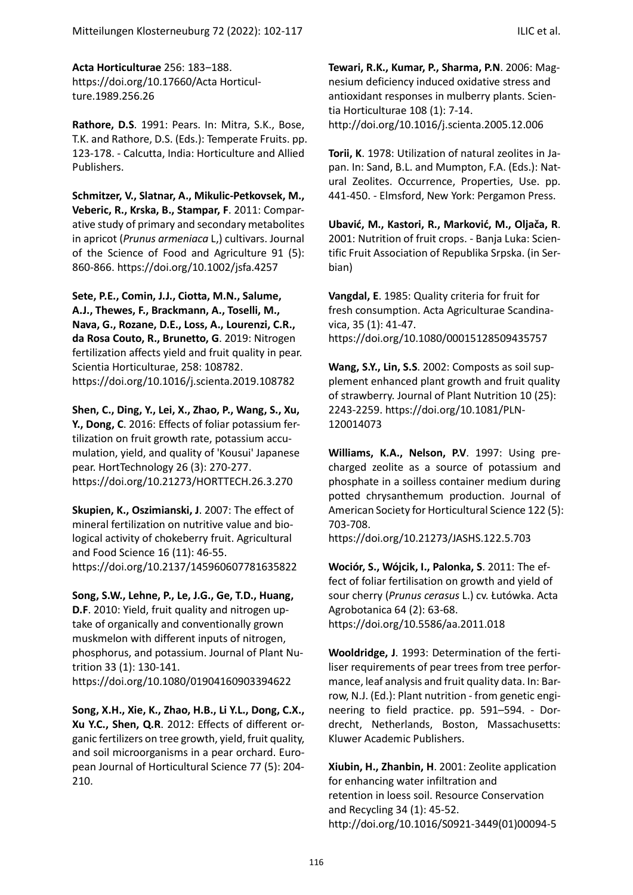**Acta Horticulturae** 256: 183–188. https://doi.org/10.17660/Acta Horticulture.1989.256.26

**Rathore, D.S**. 1991: Pears. In: Mitra, S.K., Bose, T.K. and Rathore, D.S. (Eds.): Temperate Fruits. pp. 123-178. - Calcutta, India: Horticulture and Allied Publishers.

**Schmitzer, V., Slatnar, A., Mikulic-Petkovsek, M., Veberic, R., Krska, B., Stampar, F**. 2011: Comparative study of primary and secondary metabolites in apricot (*Prunus armeniaca* L,) cultivars. Journal of the Science of Food and Agriculture 91 (5): 860-866. https://doi.org/10.1002/jsfa.4257

**Sete, P.E., Comin, J.J., Ciotta, M.N., Salume, A.J., Thewes, F., Brackmann, A., Toselli, M., Nava, G., Rozane, D.E., Loss, A., Lourenzi, C.R., da Rosa Couto, R., Brunetto, G**. 2019: Nitrogen fertilization affects yield and fruit quality in pear. Scientia Horticulturae, 258: 108782. https://doi.org/10.1016/j.scienta.2019.108782

**Shen, C., Ding, Y., Lei, X., Zhao, P., Wang, S., Xu, Y., Dong, C**. 2016: Effects of foliar potassium fertilization on fruit growth rate, potassium accumulation, yield, and quality of 'Kousui' Japanese pear. HortTechnology 26 (3): 270-277. https://doi.org/10.21273/HORTTECH.26.3.270

**Skupien, K., Oszimianski, J**. 2007: The effect of mineral fertilization on nutritive value and biological activity of chokeberry fruit. Agricultural and Food Science 16 (11): 46-55. https://doi.org/10.2137/145960607781635822

**Song, S.W., Lehne, P., Le, J.G., Ge, T.D., Huang, D.F**. 2010: Yield, fruit quality and nitrogen uptake of organically and conventionally grown muskmelon with different inputs of nitrogen, phosphorus, and potassium. Journal of Plant Nutrition 33 (1): 130-141. https://doi.org/10.1080/01904160903394622

**Song, X.H., Xie, K., Zhao, H.B., Li Y.L., Dong, C.X., Xu Y.C., Shen, Q.R**. 2012: Effects of different organic fertilizers on tree growth, yield, fruit quality, and soil microorganisms in a pear orchard. European Journal of Horticultural Science 77 (5): 204-210.

**Tewari, R.K., Kumar, P., Sharma, P.N**. 2006: Magnesium deficiency induced oxidative stress and antioxidant responses in mulberry plants. Scientia Horticulturae 108 (1): 7-14. http://doi.org/10.1016/j.scienta.2005.12.006

**Torii, K**. 1978: Utilization of natural zeolites in Japan. In: Sand, B.L. and Mumpton, F.A. (Eds.): Natural Zeolites. Occurrence, Properties, Use. pp. 441-450. - Elmsford, New York: Pergamon Press.

**Ubavić, M., Kastori, R., Marković, M., Oljača, R**. 2001: Nutrition of fruit crops. - Banja Luka: Scientific Fruit Association of Republika Srpska. (in Serbian)

**Vangdal, E**. 1985: Quality criteria for fruit for fresh consumption. Acta Agriculturae Scandinavica, 35 (1): 41-47. https://doi.org/10.1080/00015128509435757

**Wang, S.Y., Lin, S.S**. 2002: Composts as soil supplement enhanced plant growth and fruit quality of strawberry. Journal of Plant Nutrition 10 (25): 2243-2259. https://doi.org/10.1081/PLN-120014073

**Williams, K.A., Nelson, P.V**. 1997: Using precharged zeolite as a source of potassium and phosphate in a soilless container medium during potted chrysanthemum production. Journal of American Society for Horticultural Science 122 (5): 703-708. https://doi.org/10.21273/JASHS.122.5.703

**Wociór, S., Wójcik, I., Palonka, S**. 2011: The effect of foliar fertilisation on growth and yield of sour cherry (*Prunus cerasus* L.) cv. Łutówka. Acta Agrobotanica 64 (2): 63-68. https://doi.org/10.5586/aa.2011.018

**Wooldridge, J**. 1993: Determination of the fertiliser requirements of pear trees from tree performance, leaf analysis and fruit quality data. In: Barrow, N.J. (Ed.): Plant nutrition - from genetic engineering to field practice. pp. 591–594. - Dordrecht, Netherlands, Boston, Massachusetts: Kluwer Academic Publishers.

**Xiubin, H., Zhanbin, H**. 2001: Zeolite application for enhancing water infiltration and retention in loess soil. Resource Conservation and Recycling 34 (1): 45-52. http://doi.org/10.1016/S0921-3449(01)00094-5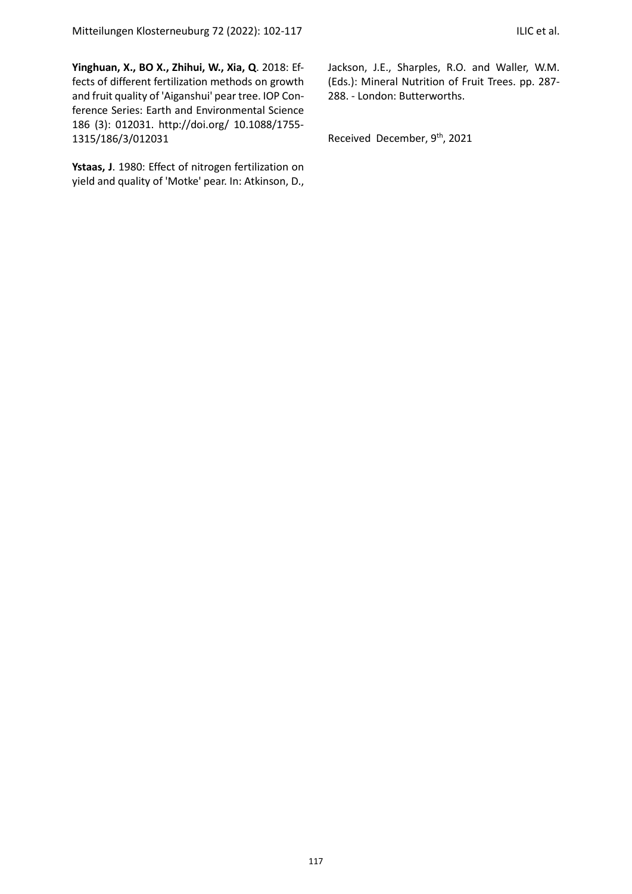**Yinghuan, X., BO X., Zhihui, W., Xia, Q**. 2018: Effects of different fertilization methods on growth and fruit quality of 'Aiganshui' pear tree. IOP Conference Series: Earth and Environmental Science 186 (3): 012031. http://doi.org/ 10.1088/1755-1315/186/3/012031

**Ystaas, J**. 1980: Effect of nitrogen fertilization on yield and quality of 'Motke' pear. In: Atkinson, D., Jackson, J.E., Sharples, R.O. and Waller, W.M. (Eds.): Mineral Nutrition of Fruit Trees. pp. 287-288. - London: Butterworths.

Received December, 9th, 2021